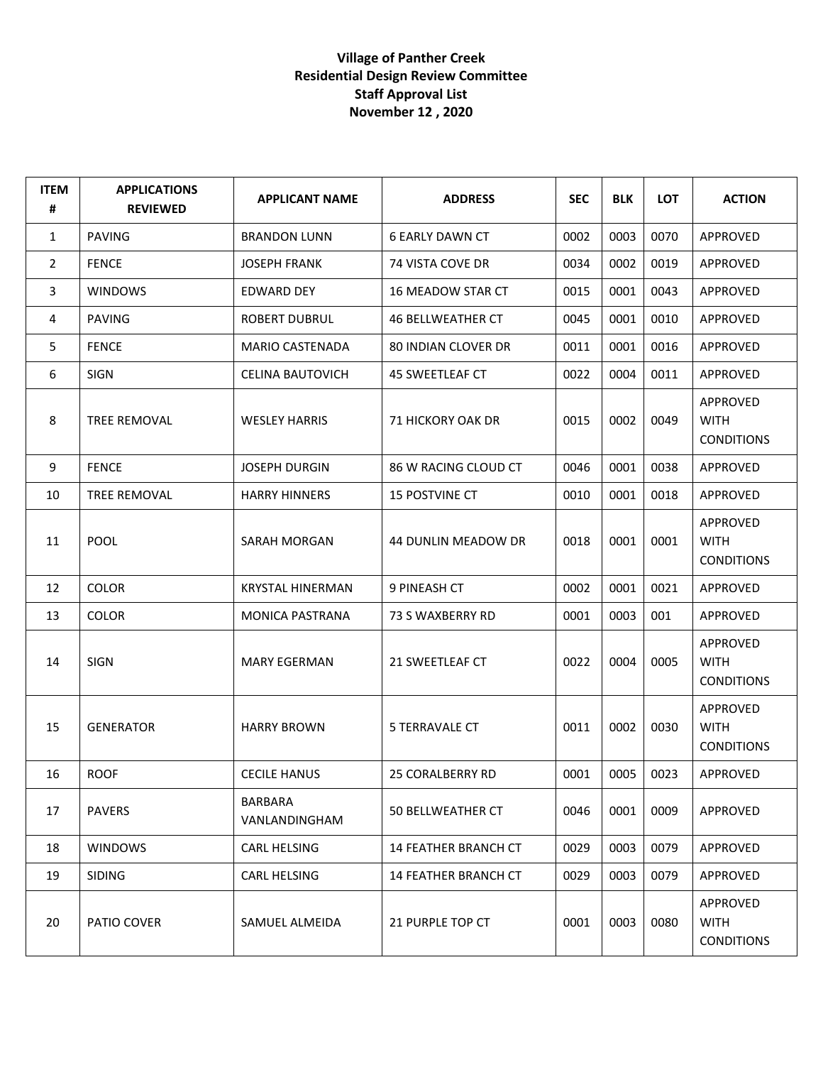**Village of Panther Creek**
**Residential Design Review Committee**
**Staff Approval List**
**November 12 , 2020**

| ITEM # | APPLICATIONS REVIEWED | APPLICANT NAME | ADDRESS | SEC | BLK | LOT | ACTION |
|---|---|---|---|---|---|---|---|
| 1 | PAVING | BRANDON LUNN | 6 EARLY DAWN CT | 0002 | 0003 | 0070 | APPROVED |
| 2 | FENCE | JOSEPH FRANK | 74 VISTA COVE DR | 0034 | 0002 | 0019 | APPROVED |
| 3 | WINDOWS | EDWARD DEY | 16 MEADOW STAR CT | 0015 | 0001 | 0043 | APPROVED |
| 4 | PAVING | ROBERT DUBRUL | 46 BELLWEATHER CT | 0045 | 0001 | 0010 | APPROVED |
| 5 | FENCE | MARIO CASTENADA | 80 INDIAN CLOVER DR | 0011 | 0001 | 0016 | APPROVED |
| 6 | SIGN | CELINA BAUTOVICH | 45 SWEETLEAF CT | 0022 | 0004 | 0011 | APPROVED |
| 8 | TREE REMOVAL | WESLEY HARRIS | 71 HICKORY OAK DR | 0015 | 0002 | 0049 | APPROVED WITH CONDITIONS |
| 9 | FENCE | JOSEPH DURGIN | 86 W RACING CLOUD CT | 0046 | 0001 | 0038 | APPROVED |
| 10 | TREE REMOVAL | HARRY HINNERS | 15 POSTVINE CT | 0010 | 0001 | 0018 | APPROVED |
| 11 | POOL | SARAH MORGAN | 44 DUNLIN MEADOW DR | 0018 | 0001 | 0001 | APPROVED WITH CONDITIONS |
| 12 | COLOR | KRYSTAL HINERMAN | 9 PINEASH CT | 0002 | 0001 | 0021 | APPROVED |
| 13 | COLOR | MONICA PASTRANA | 73 S WAXBERRY RD | 0001 | 0003 | 001 | APPROVED |
| 14 | SIGN | MARY EGERMAN | 21 SWEETLEAF CT | 0022 | 0004 | 0005 | APPROVED WITH CONDITIONS |
| 15 | GENERATOR | HARRY BROWN | 5 TERRAVALE CT | 0011 | 0002 | 0030 | APPROVED WITH CONDITIONS |
| 16 | ROOF | CECILE HANUS | 25 CORALBERRY RD | 0001 | 0005 | 0023 | APPROVED |
| 17 | PAVERS | BARBARA VANLANDINGHAM | 50 BELLWEATHER CT | 0046 | 0001 | 0009 | APPROVED |
| 18 | WINDOWS | CARL HELSING | 14 FEATHER BRANCH CT | 0029 | 0003 | 0079 | APPROVED |
| 19 | SIDING | CARL HELSING | 14 FEATHER BRANCH CT | 0029 | 0003 | 0079 | APPROVED |
| 20 | PATIO COVER | SAMUEL ALMEIDA | 21 PURPLE TOP CT | 0001 | 0003 | 0080 | APPROVED WITH CONDITIONS |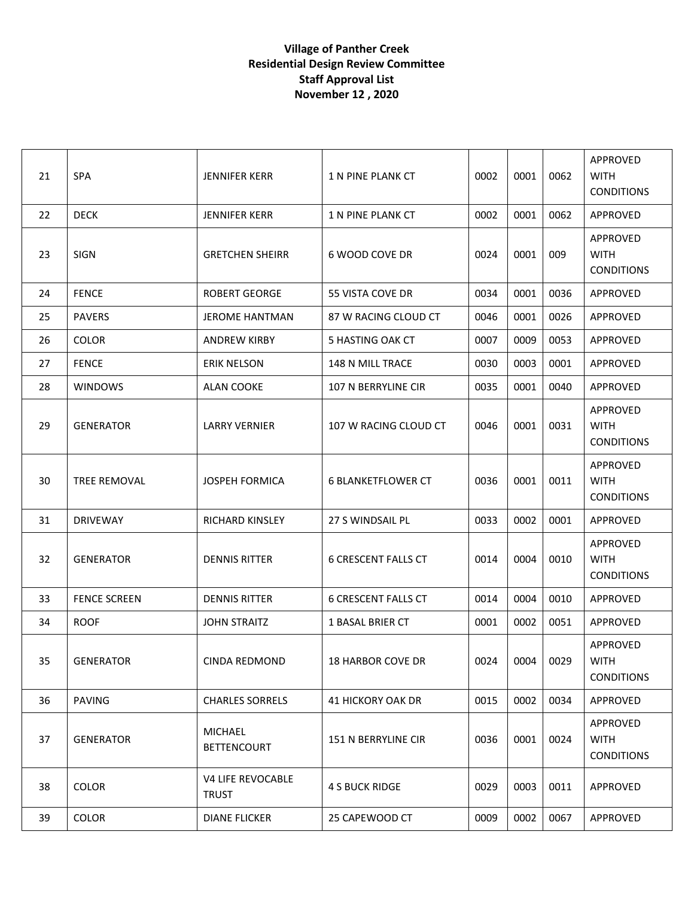**Village of Panther Creek**
**Residential Design Review Committee**
**Staff Approval List**
**November 12 , 2020**

| | | | | | | | |
|---|---|---|---|---|---|---|---|
| 21 | SPA | JENNIFER KERR | 1 N PINE PLANK CT | 0002 | 0001 | 0062 | APPROVED WITH CONDITIONS |
| 22 | DECK | JENNIFER KERR | 1 N PINE PLANK CT | 0002 | 0001 | 0062 | APPROVED |
| 23 | SIGN | GRETCHEN SHEIRR | 6 WOOD COVE DR | 0024 | 0001 | 009 | APPROVED WITH CONDITIONS |
| 24 | FENCE | ROBERT GEORGE | 55 VISTA COVE DR | 0034 | 0001 | 0036 | APPROVED |
| 25 | PAVERS | JEROME HANTMAN | 87 W RACING CLOUD CT | 0046 | 0001 | 0026 | APPROVED |
| 26 | COLOR | ANDREW KIRBY | 5 HASTING OAK CT | 0007 | 0009 | 0053 | APPROVED |
| 27 | FENCE | ERIK NELSON | 148 N MILL TRACE | 0030 | 0003 | 0001 | APPROVED |
| 28 | WINDOWS | ALAN COOKE | 107 N BERRYLINE CIR | 0035 | 0001 | 0040 | APPROVED |
| 29 | GENERATOR | LARRY VERNIER | 107 W RACING CLOUD CT | 0046 | 0001 | 0031 | APPROVED WITH CONDITIONS |
| 30 | TREE REMOVAL | JOSPEH FORMICA | 6 BLANKETFLOWER CT | 0036 | 0001 | 0011 | APPROVED WITH CONDITIONS |
| 31 | DRIVEWAY | RICHARD KINSLEY | 27 S WINDSAIL PL | 0033 | 0002 | 0001 | APPROVED |
| 32 | GENERATOR | DENNIS RITTER | 6 CRESCENT FALLS CT | 0014 | 0004 | 0010 | APPROVED WITH CONDITIONS |
| 33 | FENCE SCREEN | DENNIS RITTER | 6 CRESCENT FALLS CT | 0014 | 0004 | 0010 | APPROVED |
| 34 | ROOF | JOHN STRAITZ | 1 BASAL BRIER CT | 0001 | 0002 | 0051 | APPROVED |
| 35 | GENERATOR | CINDA REDMOND | 18 HARBOR COVE DR | 0024 | 0004 | 0029 | APPROVED WITH CONDITIONS |
| 36 | PAVING | CHARLES SORRELS | 41 HICKORY OAK DR | 0015 | 0002 | 0034 | APPROVED |
| 37 | GENERATOR | MICHAEL BETTENCOURT | 151 N BERRYLINE CIR | 0036 | 0001 | 0024 | APPROVED WITH CONDITIONS |
| 38 | COLOR | V4 LIFE REVOCABLE TRUST | 4 S BUCK RIDGE | 0029 | 0003 | 0011 | APPROVED |
| 39 | COLOR | DIANE FLICKER | 25 CAPEWOOD CT | 0009 | 0002 | 0067 | APPROVED |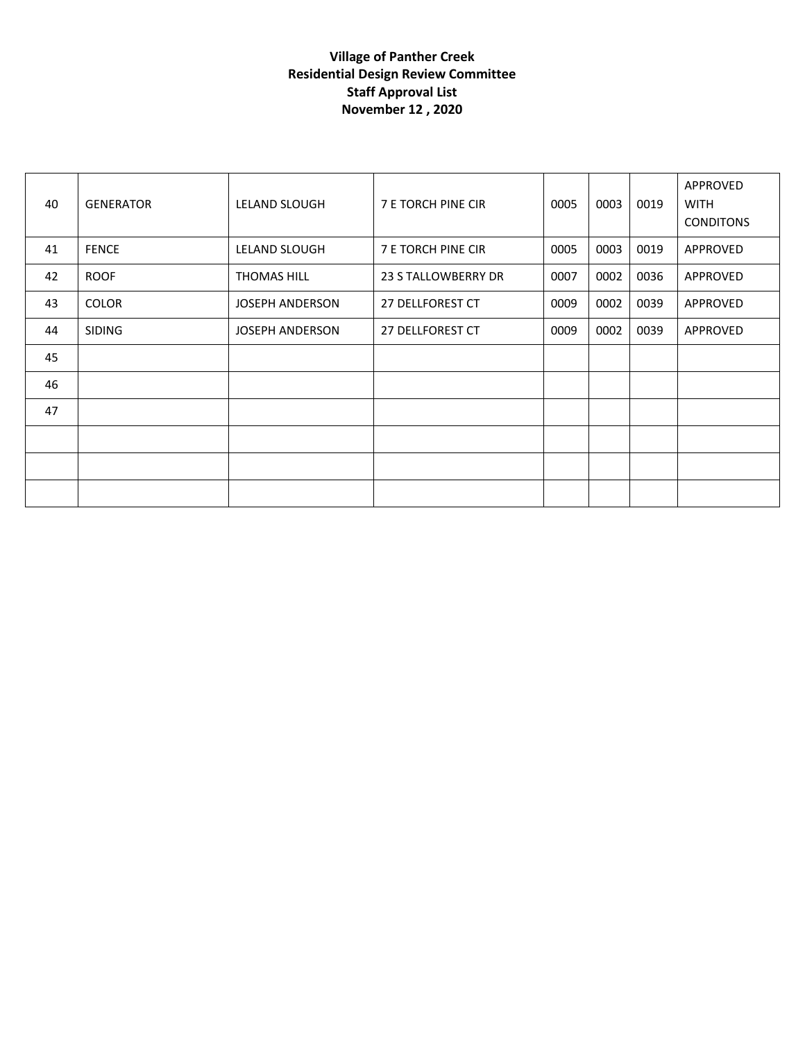**Village of Panther Creek**
**Residential Design Review Committee**
**Staff Approval List**
**November 12 , 2020**

| | | | | | | | |
|---|---|---|---|---|---|---|---|
| 40 | GENERATOR | LELAND SLOUGH | 7 E TORCH PINE CIR | 0005 | 0003 | 0019 | APPROVED WITH CONDITONS |
| 41 | FENCE | LELAND SLOUGH | 7 E TORCH PINE CIR | 0005 | 0003 | 0019 | APPROVED |
| 42 | ROOF | THOMAS HILL | 23 S TALLOWBERRY DR | 0007 | 0002 | 0036 | APPROVED |
| 43 | COLOR | JOSEPH ANDERSON | 27 DELLFOREST CT | 0009 | 0002 | 0039 | APPROVED |
| 44 | SIDING | JOSEPH ANDERSON | 27 DELLFOREST CT | 0009 | 0002 | 0039 | APPROVED |
| 45 | | | | | | | |
| 46 | | | | | | | |
| 47 | | | | | | | |
| | | | | | | | |
| | | | | | | | |
| | | | | | | | |